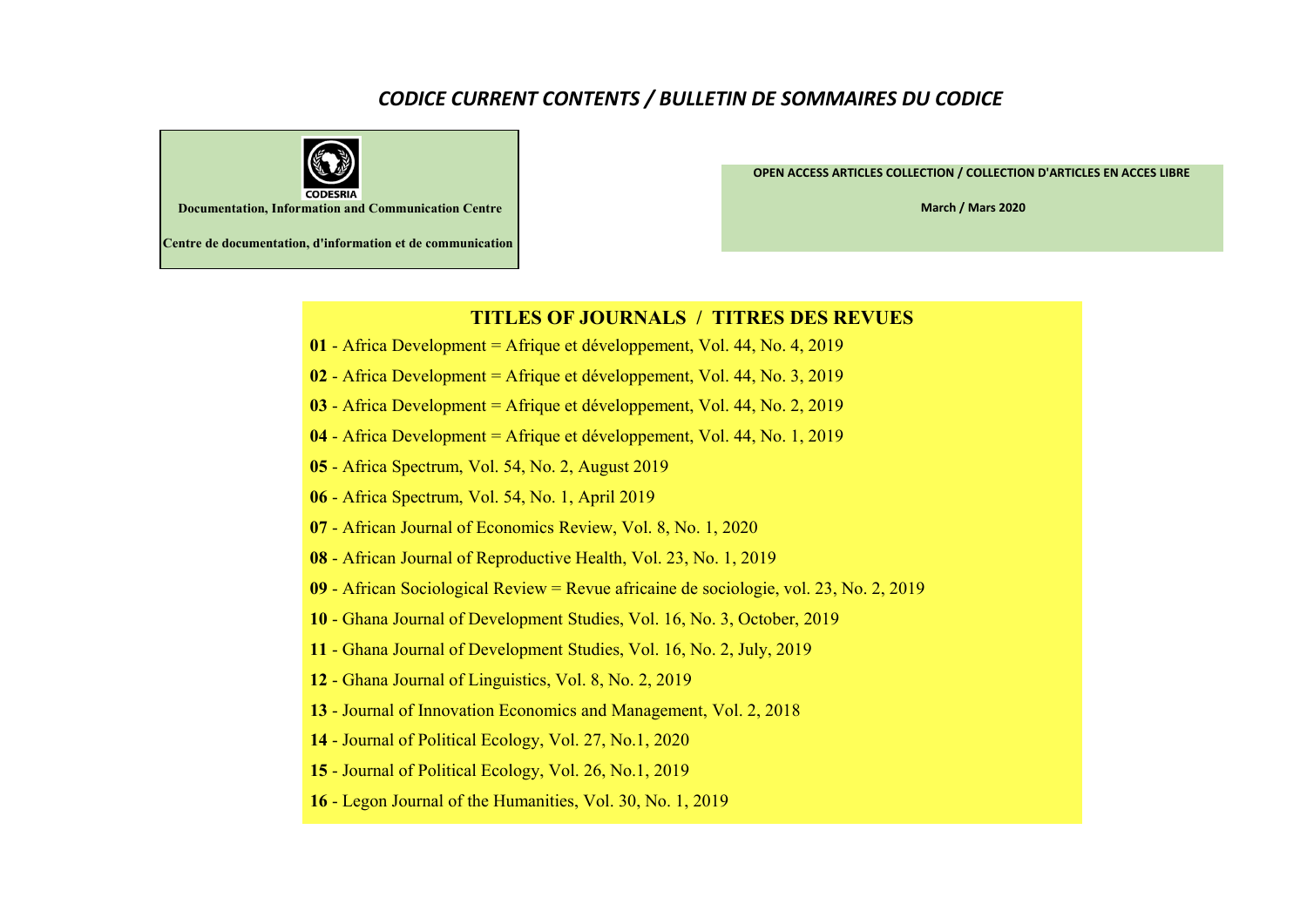# *CODICE CURRENT CONTENTS / BULLETIN DE SOMMAIRES DU CODICE*

CODESRIA

**Documentation, Information and Communication Centre**

**Centre de documentation, d'information et de communication**

**OPEN ACCESS ARTICLES COLLECTION / COLLECTION D'ARTICLES EN ACCES LIBRE**

**March / Mars 2020**

## TITLES OF JOURNALS / TITRES DES REVUES

**01** - Africa Development = Afrique et développement, Vol. 44, No. 4, 2019

**02** - Africa Development = Afrique et développement, Vol. 44, No. 3, 2019

**03** - Africa Development = Afrique et développement, Vol. 44, No. 2, 2019

**04** - Africa Development = Afrique et développement, Vol. 44, No. 1, 2019

**05** - Africa Spectrum, Vol. 54, No. 2, August 2019

**06** - Africa Spectrum, Vol. 54, No. 1, April 2019

**07** - African Journal of Economics Review, Vol. 8, No. 1, 2020

**08** - African Journal of Reproductive Health, Vol. 23, No. 1, 2019

**09** - African Sociological Review = Revue africaine de sociologie, vol. 23, No. 2, 2019

**10** - Ghana Journal of Development Studies, Vol. 16, No. 3, October, 2019

**11** - Ghana Journal of Development Studies, Vol. 16, No. 2, July, 2019

**12** - Ghana Journal of Linguistics, Vol. 8, No. 2, 2019

**13** - Journal of Innovation Economics and Management, Vol. 2, 2018

**14** - Journal of Political Ecology, Vol. 27, No.1, 2020

**15** - Journal of Political Ecology, Vol. 26, No.1, 2019

**16** - Legon Journal of the Humanities, Vol. 30, No. 1, 2019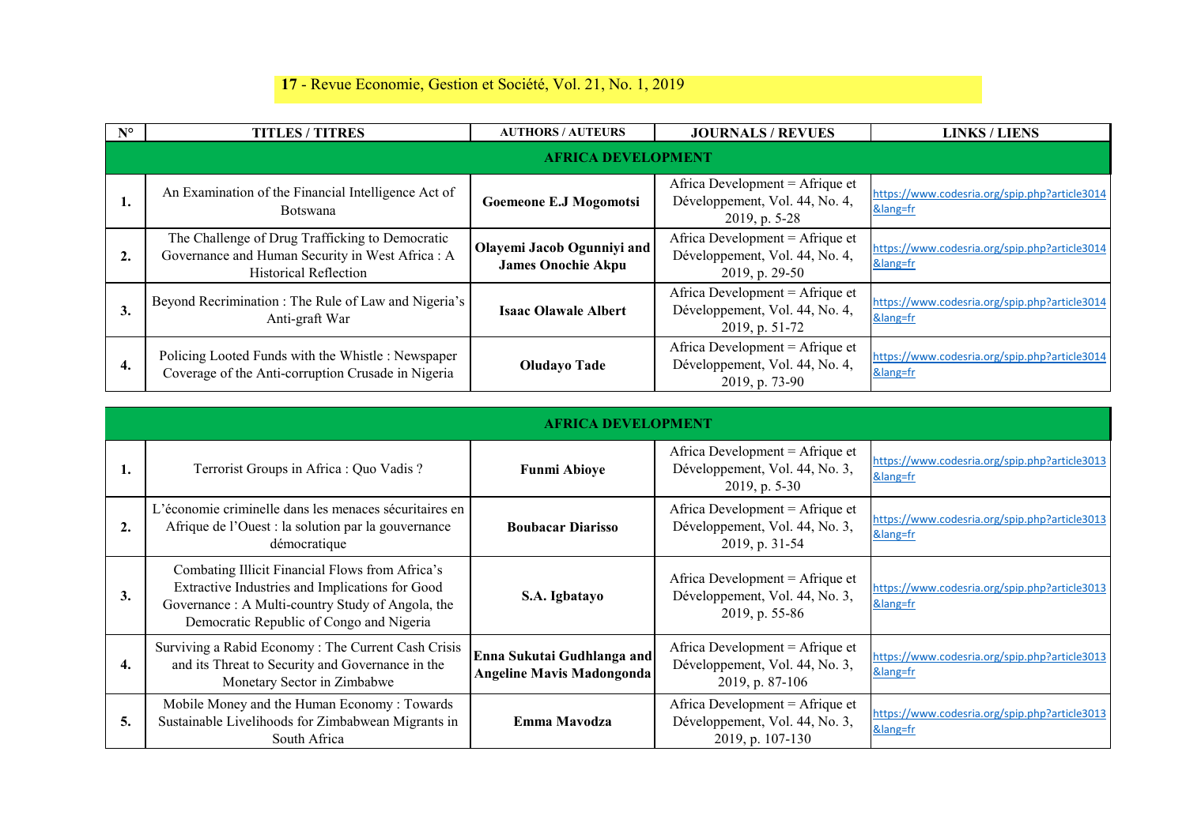**17** - Revue Economie, Gestion et Société, Vol. 21, No. 1, 2019

| N° | TITLES / TITRES | AUTHORS / AUTEURS | JOURNALS / REVUES | LINKS / LIENS |
|---|---|---|---|---|
| | **AFRICA DEVELOPMENT** | | | |
| **1.** | An Examination of the Financial Intelligence Act of Botswana | **Goemeone E.J Mogomotsi** | Africa Development = Afrique et Développement, Vol. 44, No. 4, 2019, p. 5-28 | https://www.codesria.org/spip.php?article3014&lang=fr |
| **2.** | The Challenge of Drug Trafficking to Democratic Governance and Human Security in West Africa : A Historical Reflection | **Olayemi Jacob Ogunniyi and James Onochie Akpu** | Africa Development = Afrique et Développement, Vol. 44, No. 4, 2019, p. 29-50 | https://www.codesria.org/spip.php?article3014&lang=fr |
| **3.** | Beyond Recrimination : The Rule of Law and Nigeria's Anti-graft War | **Isaac Olawale Albert** | Africa Development = Afrique et Développement, Vol. 44, No. 4, 2019, p. 51-72 | https://www.codesria.org/spip.php?article3014&lang=fr |
| **4.** | Policing Looted Funds with the Whistle : Newspaper Coverage of the Anti-corruption Crusade in Nigeria | **Oludayo Tade** | Africa Development = Afrique et Développement, Vol. 44, No. 4, 2019, p. 73-90 | https://www.codesria.org/spip.php?article3014&lang=fr |
| | **AFRICA DEVELOPMENT** | | | |
| **1.** | Terrorist Groups in Africa : Quo Vadis ? | **Funmi Abioye** | Africa Development = Afrique et Développement, Vol. 44, No. 3, 2019, p. 5-30 | https://www.codesria.org/spip.php?article3013&lang=fr |
| **2.** | L'économie criminelle dans les menaces sécuritaires en Afrique de l'Ouest : la solution par la gouvernance démocratique | **Boubacar Diarisso** | Africa Development = Afrique et Développement, Vol. 44, No. 3, 2019, p. 31-54 | https://www.codesria.org/spip.php?article3013&lang=fr |
| **3.** | Combating Illicit Financial Flows from Africa's Extractive Industries and Implications for Good Governance : A Multi-country Study of Angola, the Democratic Republic of Congo and Nigeria | **S.A. Igbatayo** | Africa Development = Afrique et Développement, Vol. 44, No. 3, 2019, p. 55-86 | https://www.codesria.org/spip.php?article3013&lang=fr |
| **4.** | Surviving a Rabid Economy : The Current Cash Crisis and its Threat to Security and Governance in the Monetary Sector in Zimbabwe | **Enna Sukutai Gudhlanga and Angeline Mavis Madongonda** | Africa Development = Afrique et Développement, Vol. 44, No. 3, 2019, p. 87-106 | https://www.codesria.org/spip.php?article3013&lang=fr |
| **5.** | Mobile Money and the Human Economy : Towards Sustainable Livelihoods for Zimbabwean Migrants in South Africa | **Emma Mavodza** | Africa Development = Afrique et Développement, Vol. 44, No. 3, 2019, p. 107-130 | https://www.codesria.org/spip.php?article3013&lang=fr |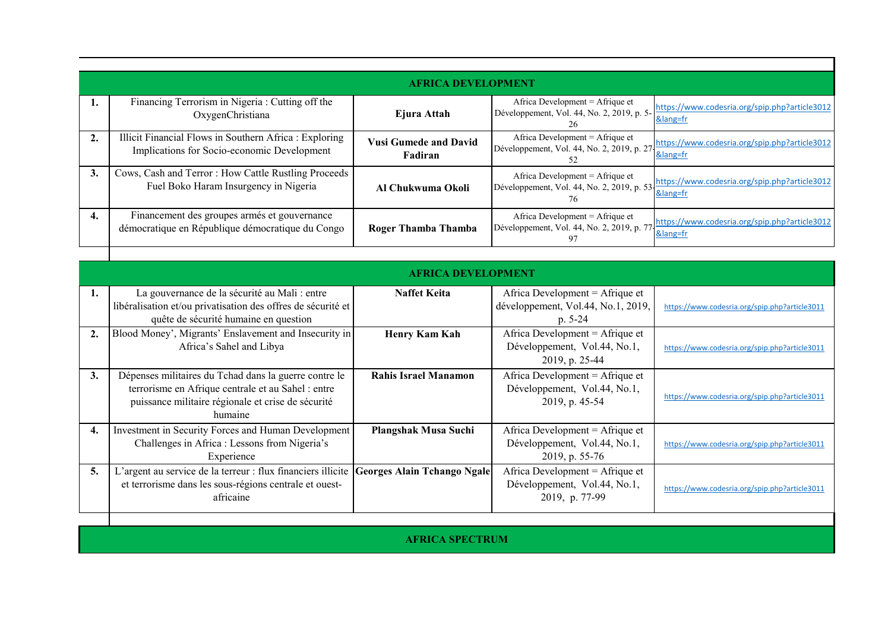## AFRICA DEVELOPMENT

| | | | | |
|---|---|---|---|---|
| 1. | Financing Terrorism in Nigeria : Cutting off the OxygenChristiana | **Ejura Attah** | Africa Development = Afrique et Développement, Vol. 44, No. 2, 2019, p. 5-26 | https://www.codesria.org/spip.php?article3012&lang=fr |
| 2. | Illicit Financial Flows in Southern Africa : Exploring Implications for Socio-economic Development | **Vusi Gumede and David Fadiran** | Africa Development = Afrique et Développement, Vol. 44, No. 2, 2019, p. 27-52 | https://www.codesria.org/spip.php?article3012&lang=fr |
| 3. | Cows, Cash and Terror : How Cattle Rustling Proceeds Fuel Boko Haram Insurgency in Nigeria | **Al Chukwuma Okoli** | Africa Development = Afrique et Développement, Vol. 44, No. 2, 2019, p. 53-76 | https://www.codesria.org/spip.php?article3012&lang=fr |
| 4. | Financement des groupes armés et gouvernance démocratique en République démocratique du Congo | **Roger Thamba Thamba** | Africa Development = Afrique et Développement, Vol. 44, No. 2, 2019, p. 77-97 | https://www.codesria.org/spip.php?article3012&lang=fr |

## AFRICA DEVELOPMENT

| | | | | |
|---|---|---|---|---|
| 1. | La gouvernance de la sécurité au Mali : entre libéralisation et/ou privatisation des offres de sécurité et quête de sécurité humaine en question | **Naffet Keita** | Africa Development = Afrique et développement, Vol.44, No.1, 2019, p. 5-24 | https://www.codesria.org/spip.php?article3011 |
| 2. | Blood Money', Migrants' Enslavement and Insecurity in Africa's Sahel and Libya | **Henry Kam Kah** | Africa Development = Afrique et Développement, Vol.44, No.1, 2019, p. 25-44 | https://www.codesria.org/spip.php?article3011 |
| 3. | Dépenses militaires du Tchad dans la guerre contre le terrorisme en Afrique centrale et au Sahel : entre puissance militaire régionale et crise de sécurité humaine | **Rahis Israel Manamon** | Africa Development = Afrique et Développement, Vol.44, No.1, 2019, p. 45-54 | https://www.codesria.org/spip.php?article3011 |
| 4. | Investment in Security Forces and Human Development Challenges in Africa : Lessons from Nigeria's Experience | **Plangshak Musa Suchi** | Africa Development = Afrique et Développement, Vol.44, No.1, 2019, p. 55-76 | https://www.codesria.org/spip.php?article3011 |
| 5. | L'argent au service de la terreur : flux financiers illicite et terrorisme dans les sous-régions centrale et ouest-africaine | **Georges Alain Tchango Ngale** | Africa Development = Afrique et Développement, Vol.44, No.1, 2019, p. 77-99 | https://www.codesria.org/spip.php?article3011 |

## AFRICA SPECTRUM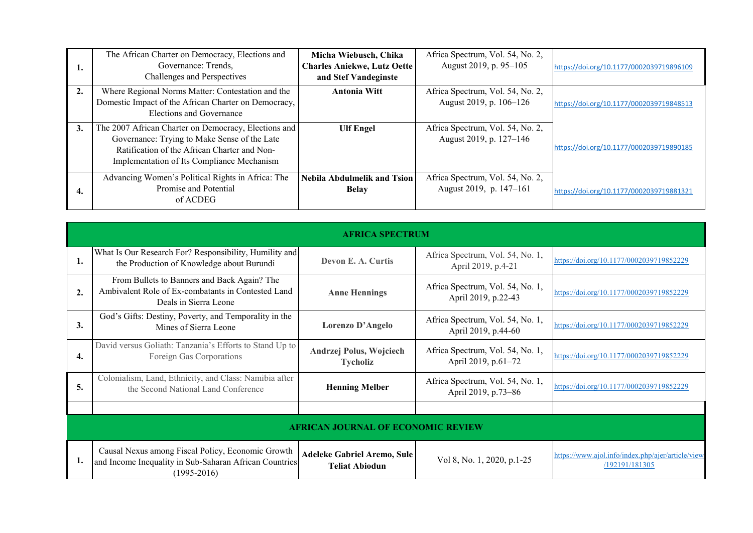| | | | | |
|---|---|---|---|---|
| **1.** | The African Charter on Democracy, Elections and Governance: Trends, Challenges and Perspectives | **Micha Wiebusch, Chika Charles Aniekwe, Lutz Oette and Stef Vandeginste** | Africa Spectrum, Vol. 54, No. 2, August 2019, p. 95–105 | https://doi.org/10.1177/0002039719896109 |
| **2.** | Where Regional Norms Matter: Contestation and the Domestic Impact of the African Charter on Democracy, Elections and Governance | **Antonia Witt** | Africa Spectrum, Vol. 54, No. 2, August 2019, p. 106–126 | https://doi.org/10.1177/0002039719848513 |
| **3.** | The 2007 African Charter on Democracy, Elections and Governance: Trying to Make Sense of the Late Ratification of the African Charter and Non-Implementation of Its Compliance Mechanism | **Ulf Engel** | Africa Spectrum, Vol. 54, No. 2, August 2019, p. 127–146 | https://doi.org/10.1177/0002039719890185 |
| **4.** | Advancing Women's Political Rights in Africa: The Promise and Potential of ACDEG | **Nebila Abdulmelik and Tsion Belay** | Africa Spectrum, Vol. 54, No. 2, August 2019, p. 147–161 | https://doi.org/10.1177/0002039719881321 |

| | | | | |
|---|---|---|---|---|
| **AFRICA SPECTRUM** | | | | |
| **1.** | What Is Our Research For? Responsibility, Humility and the Production of Knowledge about Burundi | **Devon E. A. Curtis** | Africa Spectrum, Vol. 54, No. 1, April 2019, p.4-21 | https://doi.org/10.1177/0002039719852229 |
| **2.** | From Bullets to Banners and Back Again? The Ambivalent Role of Ex-combatants in Contested Land Deals in Sierra Leone | **Anne Hennings** | Africa Spectrum, Vol. 54, No. 1, April 2019, p.22-43 | https://doi.org/10.1177/0002039719852229 |
| **3.** | God's Gifts: Destiny, Poverty, and Temporality in the Mines of Sierra Leone | **Lorenzo D'Angelo** | Africa Spectrum, Vol. 54, No. 1, April 2019, p.44-60 | https://doi.org/10.1177/0002039719852229 |
| **4.** | David versus Goliath: Tanzania's Efforts to Stand Up to Foreign Gas Corporations | **Andrzej Polus, Wojciech Tycholiz** | Africa Spectrum, Vol. 54, No. 1, April 2019, p.61–72 | https://doi.org/10.1177/0002039719852229 |
| **5.** | Colonialism, Land, Ethnicity, and Class: Namibia after the Second National Land Conference | **Henning Melber** | Africa Spectrum, Vol. 54, No. 1, April 2019, p.73–86 | https://doi.org/10.1177/0002039719852229 |
| | | | | |
| **AFRICAN JOURNAL OF ECONOMIC REVIEW** | | | | |
| **1.** | Causal Nexus among Fiscal Policy, Economic Growth and Income Inequality in Sub-Saharan African Countries (1995-2016) | **Adeleke Gabriel Aremo, Sule Teliat Abiodun** | Vol 8, No. 1, 2020, p.1-25 | https://www.ajol.info/index.php/ajer/article/view/192191/181305 |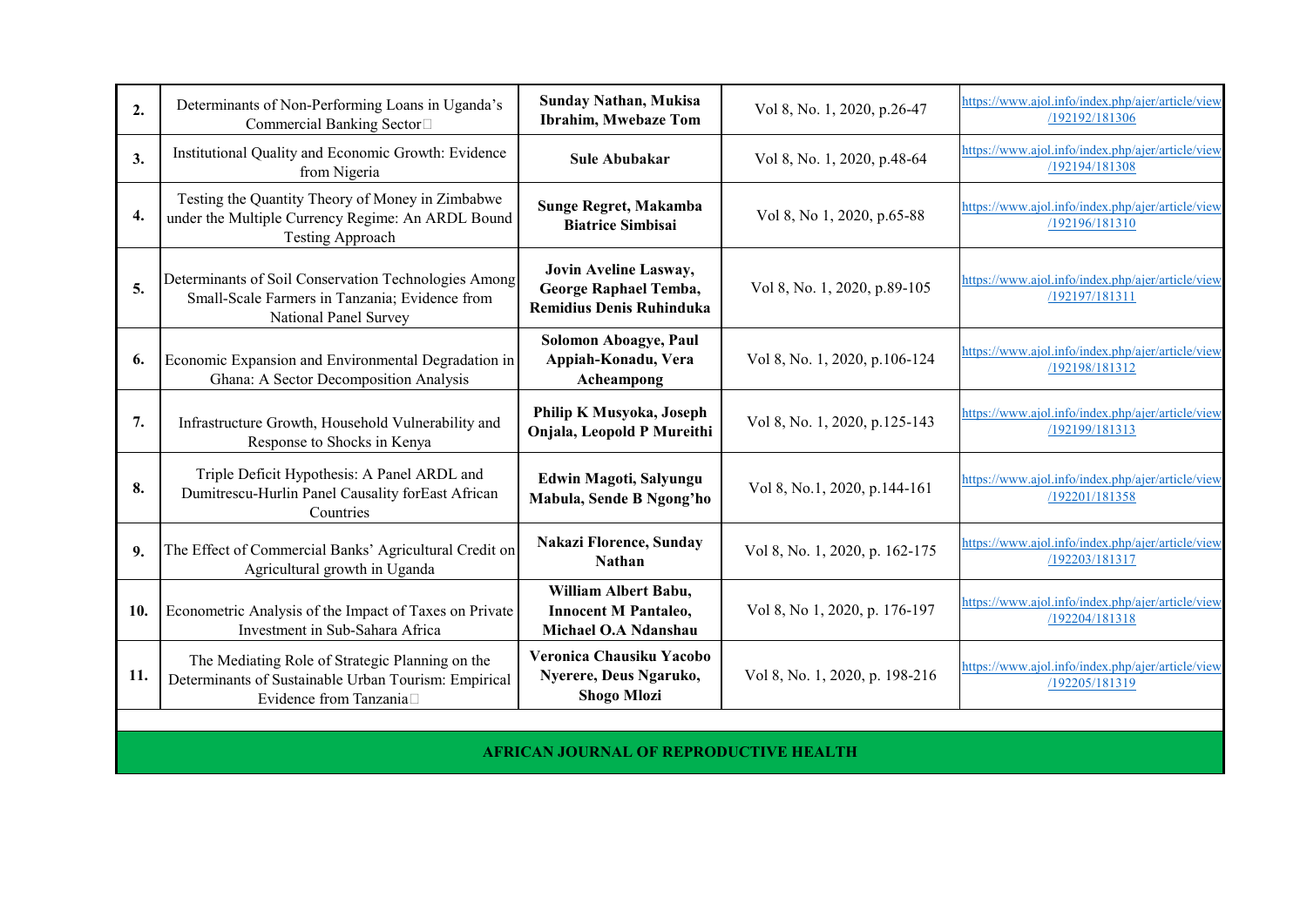| | | | | |
|---|---|---|---|---|
| **2.** | Determinants of Non-Performing Loans in Uganda's Commercial Banking Sector | **Sunday Nathan, Mukisa Ibrahim, Mwebaze Tom** | Vol 8, No. 1, 2020, p.26-47 | https://www.ajol.info/index.php/ajer/article/view/192192/181306 |
| **3.** | Institutional Quality and Economic Growth: Evidence from Nigeria | **Sule Abubakar** | Vol 8, No. 1, 2020, p.48-64 | https://www.ajol.info/index.php/ajer/article/view/192194/181308 |
| **4.** | Testing the Quantity Theory of Money in Zimbabwe under the Multiple Currency Regime: An ARDL Bound Testing Approach | **Sunge Regret, Makamba Biatrice Simbisai** | Vol 8, No 1, 2020, p.65-88 | https://www.ajol.info/index.php/ajer/article/view/192196/181310 |
| **5.** | Determinants of Soil Conservation Technologies Among Small-Scale Farmers in Tanzania; Evidence from National Panel Survey | **Jovin Aveline Lasway, George Raphael Temba, Remidius Denis Ruhinduka** | Vol 8, No. 1, 2020, p.89-105 | https://www.ajol.info/index.php/ajer/article/view/192197/181311 |
| **6.** | Economic Expansion and Environmental Degradation in Ghana: A Sector Decomposition Analysis | **Solomon Aboagye, Paul Appiah-Konadu, Vera Acheampong** | Vol 8, No. 1, 2020, p.106-124 | https://www.ajol.info/index.php/ajer/article/view/192198/181312 |
| **7.** | Infrastructure Growth, Household Vulnerability and Response to Shocks in Kenya | **Philip K Musyoka, Joseph Onjala, Leopold P Mureithi** | Vol 8, No. 1, 2020, p.125-143 | https://www.ajol.info/index.php/ajer/article/view/192199/181313 |
| **8.** | Triple Deficit Hypothesis: A Panel ARDL and Dumitrescu-Hurlin Panel Causality forEast African Countries | **Edwin Magoti, Salyungu Mabula, Sende B Ngong'ho** | Vol 8, No.1, 2020, p.144-161 | https://www.ajol.info/index.php/ajer/article/view/192201/181358 |
| **9.** | The Effect of Commercial Banks' Agricultural Credit on Agricultural growth in Uganda | **Nakazi Florence, Sunday Nathan** | Vol 8, No. 1, 2020, p. 162-175 | https://www.ajol.info/index.php/ajer/article/view/192203/181317 |
| **10.** | Econometric Analysis of the Impact of Taxes on Private Investment in Sub-Sahara Africa | **William Albert Babu, Innocent M Pantaleo, Michael O.A Ndanshau** | Vol 8, No 1, 2020, p. 176-197 | https://www.ajol.info/index.php/ajer/article/view/192204/181318 |
| **11.** | The Mediating Role of Strategic Planning on the Determinants of Sustainable Urban Tourism: Empirical Evidence from Tanzania | **Veronica Chausiku Yacobo Nyerere, Deus Ngaruko, Shogo Mlozi** | Vol 8, No. 1, 2020, p. 198-216 | https://www.ajol.info/index.php/ajer/article/view/192205/181319 |

**AFRICAN JOURNAL OF REPRODUCTIVE HEALTH**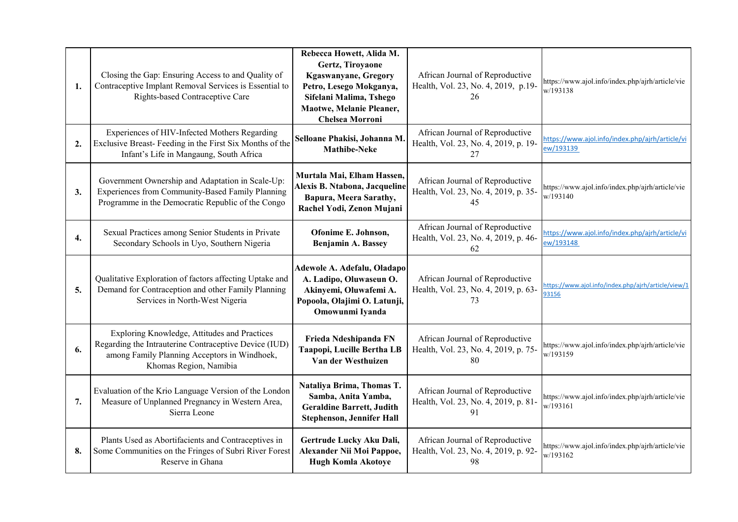| | | | | |
|---|---|---|---|---|
| **1.** | Closing the Gap: Ensuring Access to and Quality of Contraceptive Implant Removal Services is Essential to Rights-based Contraceptive Care | **Rebecca Howett, Alida M. Gertz, Tiroyaone Kgaswanyane, Gregory Petro, Lesego Mokganya, Sifelani Malima, Tshego Maotwe, Melanie Pleaner, Chelsea Morroni** | African Journal of Reproductive Health, Vol. 23, No. 4, 2019, p.19-26 | https://www.ajol.info/index.php/ajrh/article/view/193138 |
| **2.** | Experiences of HIV-Infected Mothers Regarding Exclusive Breast- Feeding in the First Six Months of the Infant's Life in Mangaung, South Africa | **Selloane Phakisi, Johanna M. Mathibe-Neke** | African Journal of Reproductive Health, Vol. 23, No. 4, 2019, p. 19-27 | https://www.ajol.info/index.php/ajrh/article/view/193139 |
| **3.** | Government Ownership and Adaptation in Scale-Up: Experiences from Community-Based Family Planning Programme in the Democratic Republic of the Congo | **Murtala Mai, Elham Hassen, Alexis B. Ntabona, Jacqueline Bapura, Meera Sarathy, Rachel Yodi, Zenon Mujani** | African Journal of Reproductive Health, Vol. 23, No. 4, 2019, p. 35-45 | https://www.ajol.info/index.php/ajrh/article/view/193140 |
| **4.** | Sexual Practices among Senior Students in Private Secondary Schools in Uyo, Southern Nigeria | **Ofonime E. Johnson, Benjamin A. Bassey** | African Journal of Reproductive Health, Vol. 23, No. 4, 2019, p. 46-62 | https://www.ajol.info/index.php/ajrh/article/view/193148 |
| **5.** | Qualitative Exploration of factors affecting Uptake and Demand for Contraception and other Family Planning Services in North-West Nigeria | **Adewole A. Adefalu, Oladapo A. Ladipo, Oluwaseun O. Akinyemi, Oluwafemi A. Popoola, Olajimi O. Latunji, Omowunmi Iyanda** | African Journal of Reproductive Health, Vol. 23, No. 4, 2019, p. 63-73 | https://www.ajol.info/index.php/ajrh/article/view/193156 |
| **6.** | Exploring Knowledge, Attitudes and Practices Regarding the Intrauterine Contraceptive Device (IUD) among Family Planning Acceptors in Windhoek, Khomas Region, Namibia | **Frieda Ndeshipanda FN Taapopi, Lucille Bertha LB Van der Westhuizen** | African Journal of Reproductive Health, Vol. 23, No. 4, 2019, p. 75-80 | https://www.ajol.info/index.php/ajrh/article/view/193159 |
| **7.** | Evaluation of the Krio Language Version of the London Measure of Unplanned Pregnancy in Western Area, Sierra Leone | **Nataliya Brima, Thomas T. Samba, Anita Yamba, Geraldine Barrett, Judith Stephenson, Jennifer Hall** | African Journal of Reproductive Health, Vol. 23, No. 4, 2019, p. 81-91 | https://www.ajol.info/index.php/ajrh/article/view/193161 |
| **8.** | Plants Used as Abortifacients and Contraceptives in Some Communities on the Fringes of Subri River Forest Reserve in Ghana | **Gertrude Lucky Aku Dali, Alexander Nii Moi Pappoe, Hugh Komla Akotoye** | African Journal of Reproductive Health, Vol. 23, No. 4, 2019, p. 92-98 | https://www.ajol.info/index.php/ajrh/article/view/193162 |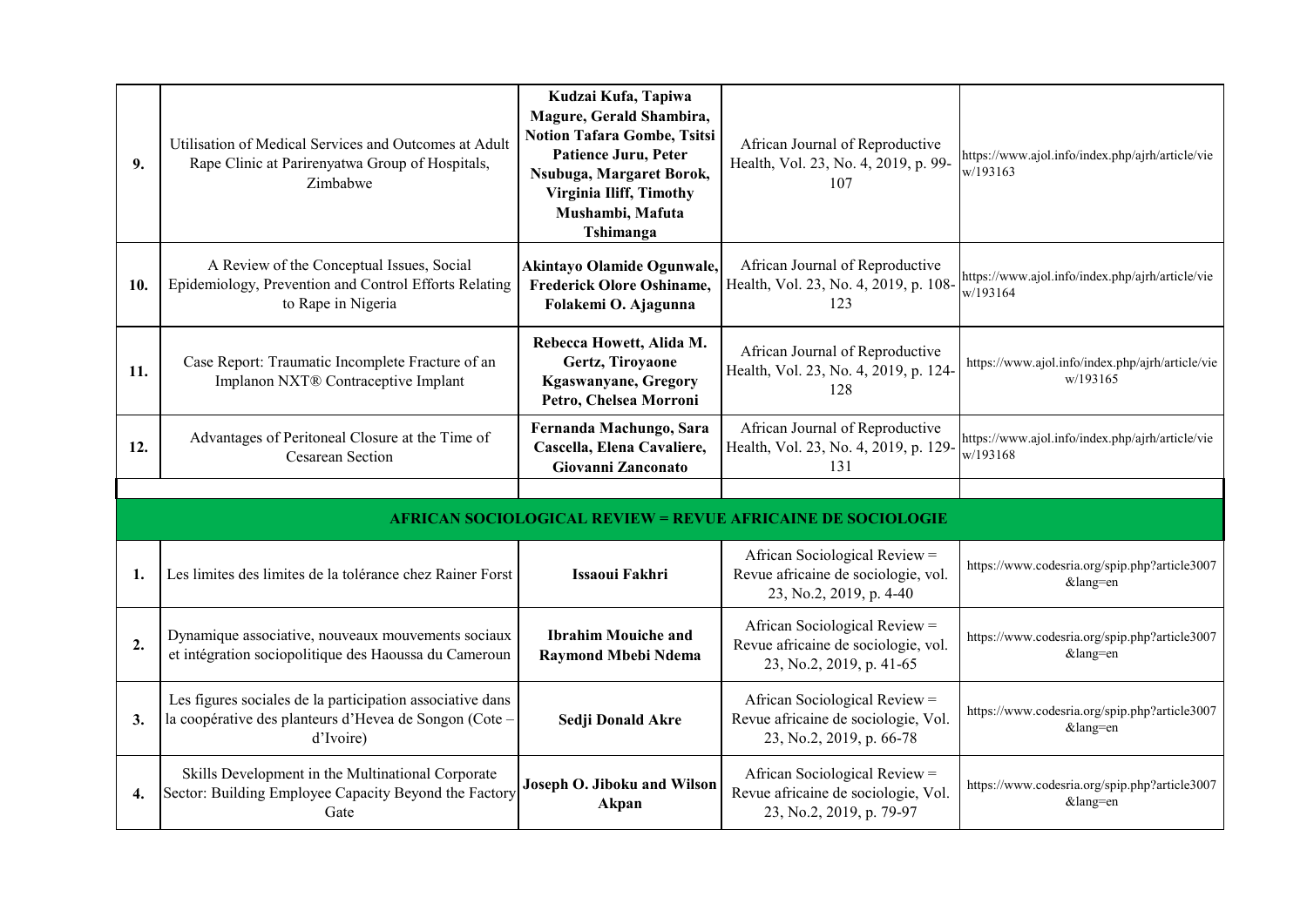| | | | | |
|---|---|---|---|---|
| **9.** | Utilisation of Medical Services and Outcomes at Adult Rape Clinic at Parirenyatwa Group of Hospitals, Zimbabwe | **Kudzai Kufa, Tapiwa Magure, Gerald Shambira, Notion Tafara Gombe, Tsitsi Patience Juru, Peter Nsubuga, Margaret Borok, Virginia Iliff, Timothy Mushambi, Mafuta Tshimanga** | African Journal of Reproductive Health, Vol. 23, No. 4, 2019, p. 99-107 | https://www.ajol.info/index.php/ajrh/article/view/193163 |
| **10.** | A Review of the Conceptual Issues, Social Epidemiology, Prevention and Control Efforts Relating to Rape in Nigeria | **Akintayo Olamide Ogunwale, Frederick Olore Oshiname, Folakemi O. Ajagunna** | African Journal of Reproductive Health, Vol. 23, No. 4, 2019, p. 108-123 | https://www.ajol.info/index.php/ajrh/article/view/193164 |
| **11.** | Case Report: Traumatic Incomplete Fracture of an Implanon NXT® Contraceptive Implant | **Rebecca Howett, Alida M. Gertz, Tiroyaone Kgaswanyane, Gregory Petro, Chelsea Morroni** | African Journal of Reproductive Health, Vol. 23, No. 4, 2019, p. 124-128 | https://www.ajol.info/index.php/ajrh/article/view/193165 |
| **12.** | Advantages of Peritoneal Closure at the Time of Cesarean Section | **Fernanda Machungo, Sara Cascella, Elena Cavaliere, Giovanni Zanconato** | African Journal of Reproductive Health, Vol. 23, No. 4, 2019, p. 129-131 | https://www.ajol.info/index.php/ajrh/article/view/193168 |
| | | | | |
| **AFRICAN SOCIOLOGICAL REVIEW = REVUE AFRICAINE DE SOCIOLOGIE** | | | | |
| **1.** | Les limites des limites de la tolérance chez Rainer Forst | **Issaoui Fakhri** | African Sociological Review = Revue africaine de sociologie, vol. 23, No.2, 2019, p. 4-40 | https://www.codesria.org/spip.php?article3007&lang=en |
| **2.** | Dynamique associative, nouveaux mouvements sociaux et intégration sociopolitique des Haoussa du Cameroun | **Ibrahim Mouiche and Raymond Mbebi Ndema** | African Sociological Review = Revue africaine de sociologie, vol. 23, No.2, 2019, p. 41-65 | https://www.codesria.org/spip.php?article3007&lang=en |
| **3.** | Les figures sociales de la participation associative dans la coopérative des planteurs d'Hevea de Songon (Cote – d'Ivoire) | **Sedji Donald Akre** | African Sociological Review = Revue africaine de sociologie, Vol. 23, No.2, 2019, p. 66-78 | https://www.codesria.org/spip.php?article3007&lang=en |
| **4.** | Skills Development in the Multinational Corporate Sector: Building Employee Capacity Beyond the Factory Gate | **Joseph O. Jiboku and Wilson Akpan** | African Sociological Review = Revue africaine de sociologie, Vol. 23, No.2, 2019, p. 79-97 | https://www.codesria.org/spip.php?article3007&lang=en |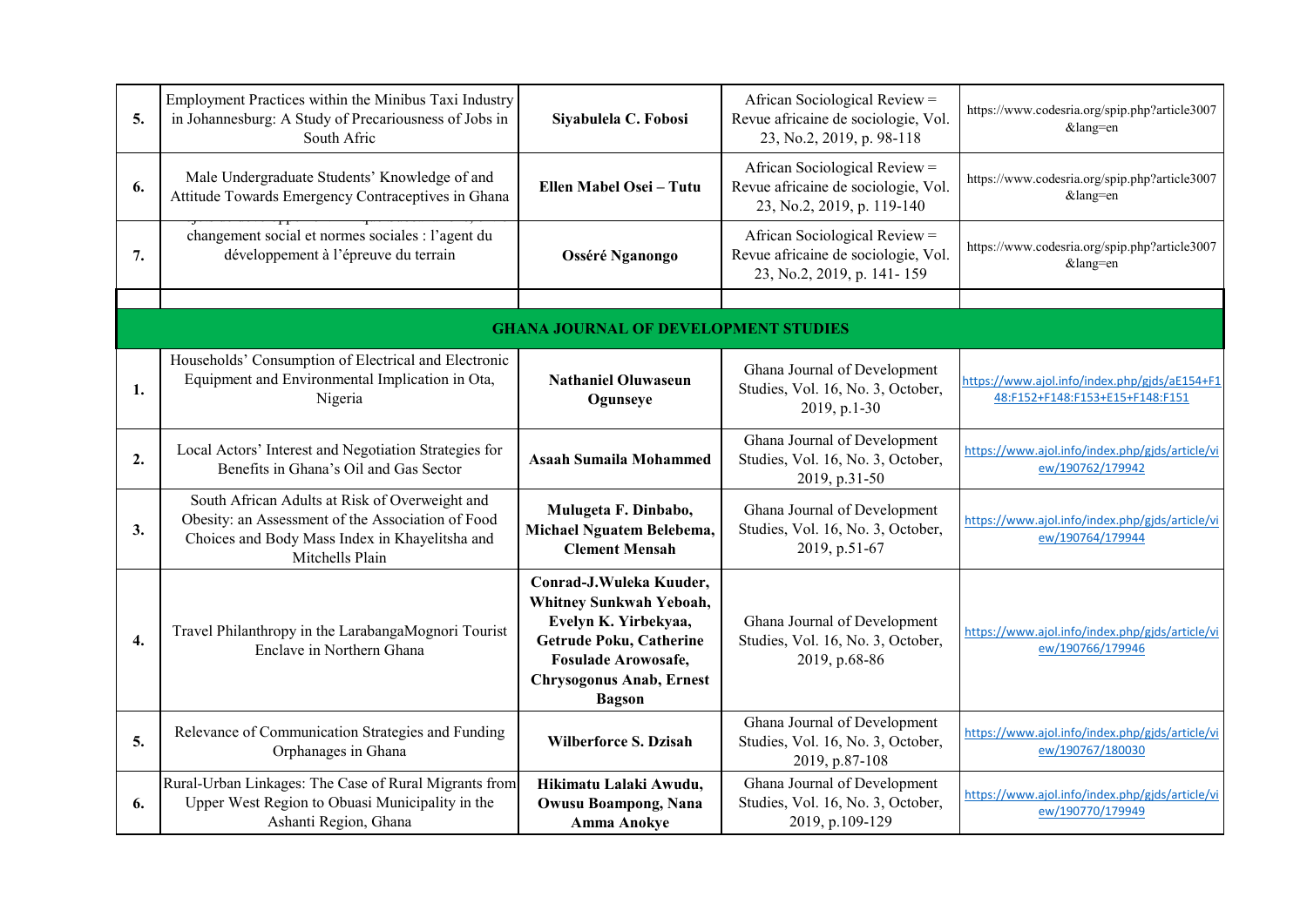| | | | | |
|---|---|---|---|---|
| **5.** | Employment Practices within the Minibus Taxi Industry in Johannesburg: A Study of Precariousness of Jobs in South Afric | **Siyabulela C. Fobosi** | African Sociological Review = Revue africaine de sociologie, Vol. 23, No.2, 2019, p. 98-118 | https://www.codesria.org/spip.php?article3007&lang=en |
| **6.** | Male Undergraduate Students' Knowledge of and Attitude Towards Emergency Contraceptives in Ghana | **Ellen Mabel Osei – Tutu** | African Sociological Review = Revue africaine de sociologie, Vol. 23, No.2, 2019, p. 119-140 | https://www.codesria.org/spip.php?article3007&lang=en |
| **7.** | changement social et normes sociales : l'agent du développement à l'épreuve du terrain | **Osséré Nganongo** | African Sociological Review = Revue africaine de sociologie, Vol. 23, No.2, 2019, p. 141- 159 | https://www.codesria.org/spip.php?article3007&lang=en |
| | | | | |
| | | **GHANA JOURNAL OF DEVELOPMENT STUDIES** | | |
| **1.** | Households' Consumption of Electrical and Electronic Equipment and Environmental Implication in Ota, Nigeria | **Nathaniel Oluwaseun Ogunseye** | Ghana Journal of Development Studies, Vol. 16, No. 3, October, 2019, p.1-30 | https://www.ajol.info/index.php/gjds/aE154+F148:F152+F148:F153+E15+F148:F151 |
| **2.** | Local Actors' Interest and Negotiation Strategies for Benefits in Ghana's Oil and Gas Sector | **Asaah Sumaila Mohammed** | Ghana Journal of Development Studies, Vol. 16, No. 3, October, 2019, p.31-50 | https://www.ajol.info/index.php/gjds/article/view/190762/179942 |
| **3.** | South African Adults at Risk of Overweight and Obesity: an Assessment of the Association of Food Choices and Body Mass Index in Khayelitsha and Mitchells Plain | **Mulugeta F. Dinbabo, Michael Nguatem Belebema, Clement Mensah** | Ghana Journal of Development Studies, Vol. 16, No. 3, October, 2019, p.51-67 | https://www.ajol.info/index.php/gjds/article/view/190764/179944 |
| **4.** | Travel Philanthropy in the LarabangaMognori Tourist Enclave in Northern Ghana | **Conrad-J.Wuleka Kuuder, Whitney Sunkwah Yeboah, Evelyn K. Yirbekyaa, Getrude Poku, Catherine Fosulade Arowosafe, Chrysogonus Anab, Ernest Bagson** | Ghana Journal of Development Studies, Vol. 16, No. 3, October, 2019, p.68-86 | https://www.ajol.info/index.php/gjds/article/view/190766/179946 |
| **5.** | Relevance of Communication Strategies and Funding Orphanages in Ghana | **Wilberforce S. Dzisah** | Ghana Journal of Development Studies, Vol. 16, No. 3, October, 2019, p.87-108 | https://www.ajol.info/index.php/gjds/article/view/190767/180030 |
| **6.** | Rural-Urban Linkages: The Case of Rural Migrants from Upper West Region to Obuasi Municipality in the Ashanti Region, Ghana | **Hikimatu Lalaki Awudu, Owusu Boampong, Nana Amma Anokye** | Ghana Journal of Development Studies, Vol. 16, No. 3, October, 2019, p.109-129 | https://www.ajol.info/index.php/gjds/article/view/190770/179949 |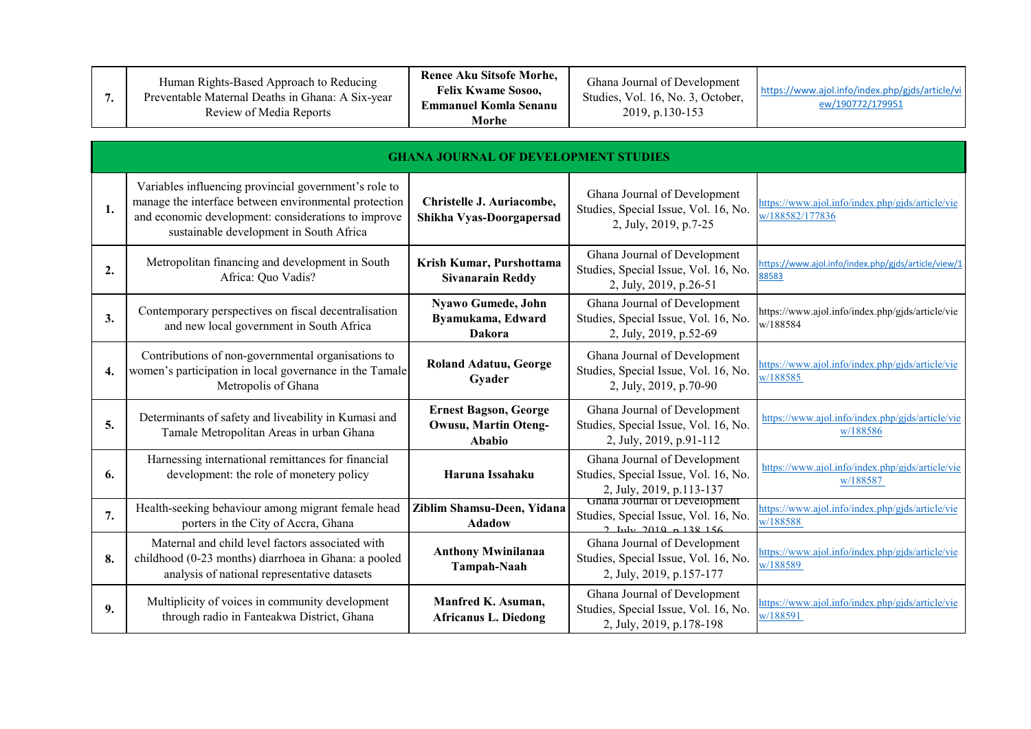| 7. | Human Rights-Based Approach to Reducing Preventable Maternal Deaths in Ghana: A Six-year Review of Media Reports | **Renee Aku Sitsofe Morhe, Felix Kwame Sosoo, Emmanuel Komla Senanu Morhe** | Ghana Journal of Development Studies, Vol. 16, No. 3, October, 2019, p.130-153 | https://www.ajol.info/index.php/gjds/article/view/190772/179951 |
|---|---|---|---|---|

| **GHANA JOURNAL OF DEVELOPMENT STUDIES** | | | | |
|---|---|---|---|---|
| **1.** | Variables influencing provincial government's role to manage the interface between environmental protection and economic development: considerations to improve sustainable development in South Africa | **Christelle J. Auriacombe, Shikha Vyas-Doorgapersad** | Ghana Journal of Development Studies, Special Issue, Vol. 16, No. 2, July, 2019, p.7-25 | https://www.ajol.info/index.php/gjds/article/view/188582/177836 |
| **2.** | Metropolitan financing and development in South Africa: Quo Vadis? | **Krish Kumar, Purshottama Sivanarain Reddy** | Ghana Journal of Development Studies, Special Issue, Vol. 16, No. 2, July, 2019, p.26-51 | https://www.ajol.info/index.php/gjds/article/view/188583 |
| **3.** | Contemporary perspectives on fiscal decentralisation and new local government in South Africa | **Nyawo Gumede, John Byamukama, Edward Dakora** | Ghana Journal of Development Studies, Special Issue, Vol. 16, No. 2, July, 2019, p.52-69 | https://www.ajol.info/index.php/gjds/article/view/188584 |
| **4.** | Contributions of non-governmental organisations to women's participation in local governance in the Tamale Metropolis of Ghana | **Roland Adatuu, George Gyader** | Ghana Journal of Development Studies, Special Issue, Vol. 16, No. 2, July, 2019, p.70-90 | https://www.ajol.info/index.php/gjds/article/view/188585 |
| **5.** | Determinants of safety and liveability in Kumasi and Tamale Metropolitan Areas in urban Ghana | **Ernest Bagson, George Owusu, Martin Oteng-Ababio** | Ghana Journal of Development Studies, Special Issue, Vol. 16, No. 2, July, 2019, p.91-112 | https://www.ajol.info/index.php/gjds/article/view/188586 |
| **6.** | Harnessing international remittances for financial development: the role of monetery policy | **Haruna Issahaku** | Ghana Journal of Development Studies, Special Issue, Vol. 16, No. 2, July, 2019, p.113-137 | https://www.ajol.info/index.php/gjds/article/view/188587 |
| **7.** | Health-seeking behaviour among migrant female head porters in the City of Accra, Ghana | **Ziblim Shamsu-Deen, Yidana Adadow** | Ghana Journal of Development Studies, Special Issue, Vol. 16, No. 2, July, 2019, p.138-156 | https://www.ajol.info/index.php/gjds/article/view/188588 |
| **8.** | Maternal and child level factors associated with childhood (0-23 months) diarrhoea in Ghana: a pooled analysis of national representative datasets | **Anthony Mwinilanaa Tampah-Naah** | Ghana Journal of Development Studies, Special Issue, Vol. 16, No. 2, July, 2019, p.157-177 | https://www.ajol.info/index.php/gjds/article/view/188589 |
| **9.** | Multiplicity of voices in community development through radio in Fanteakwa District, Ghana | **Manfred K. Asuman, Africanus L. Diedong** | Ghana Journal of Development Studies, Special Issue, Vol. 16, No. 2, July, 2019, p.178-198 | https://www.ajol.info/index.php/gjds/article/view/188591 |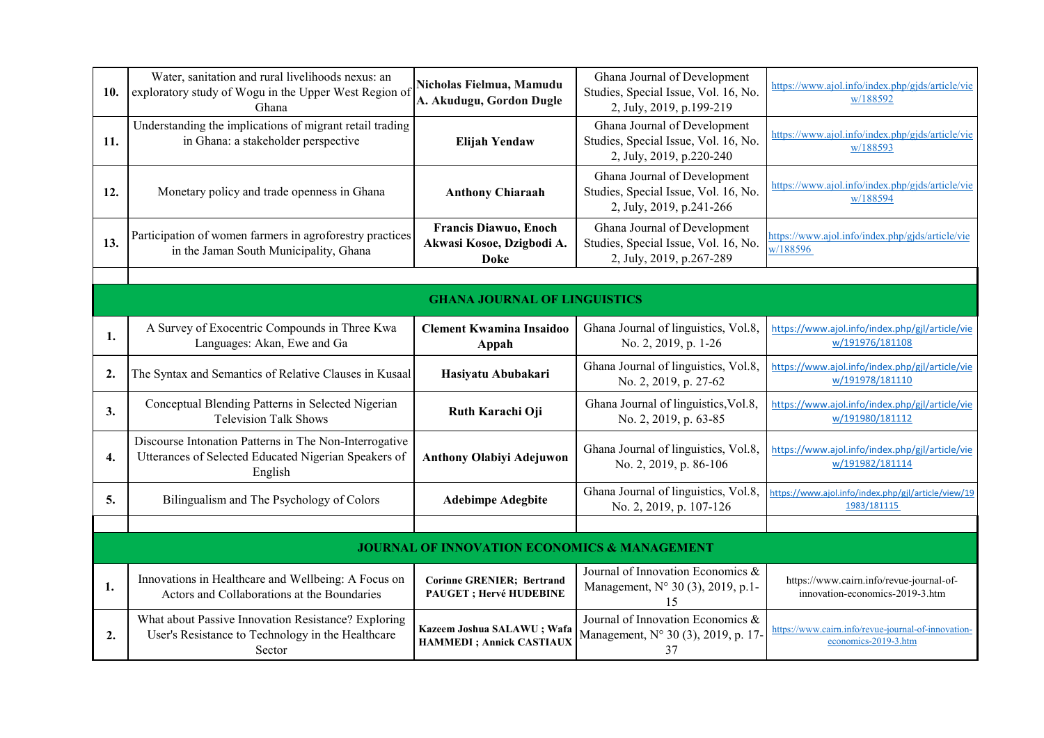| | | | | |
|---|---|---|---|---|
| **10.** | Water, sanitation and rural livelihoods nexus: an exploratory study of Wogu in the Upper West Region of Ghana | **Nicholas Fielmua, Mamudu A. Akudugu, Gordon Dugle** | Ghana Journal of Development Studies, Special Issue, Vol. 16, No. 2, July, 2019, p.199-219 | https://www.ajol.info/index.php/gjds/article/view/188592 |
| **11.** | Understanding the implications of migrant retail trading in Ghana: a stakeholder perspective | **Elijah Yendaw** | Ghana Journal of Development Studies, Special Issue, Vol. 16, No. 2, July, 2019, p.220-240 | https://www.ajol.info/index.php/gjds/article/view/188593 |
| **12.** | Monetary policy and trade openness in Ghana | **Anthony Chiaraah** | Ghana Journal of Development Studies, Special Issue, Vol. 16, No. 2, July, 2019, p.241-266 | https://www.ajol.info/index.php/gjds/article/view/188594 |
| **13.** | Participation of women farmers in agroforestry practices in the Jaman South Municipality, Ghana | **Francis Diawuo, Enoch Akwasi Kosoe, Dzigbodi A. Doke** | Ghana Journal of Development Studies, Special Issue, Vol. 16, No. 2, July, 2019, p.267-289 | https://www.ajol.info/index.php/gjds/article/view/188596 |
| | | | | |
| **GHANA JOURNAL OF LINGUISTICS** | | | | |
| **1.** | A Survey of Exocentric Compounds in Three Kwa Languages: Akan, Ewe and Ga | **Clement Kwamina Insaidoo Appah** | Ghana Journal of linguistics, Vol.8, No. 2, 2019, p. 1-26 | https://www.ajol.info/index.php/gjl/article/view/191976/181108 |
| **2.** | The Syntax and Semantics of Relative Clauses in Kusaal | **Hasiyatu Abubakari** | Ghana Journal of linguistics, Vol.8, No. 2, 2019, p. 27-62 | https://www.ajol.info/index.php/gjl/article/view/191978/181110 |
| **3.** | Conceptual Blending Patterns in Selected Nigerian Television Talk Shows | **Ruth Karachi Oji** | Ghana Journal of linguistics,Vol.8, No. 2, 2019, p. 63-85 | https://www.ajol.info/index.php/gjl/article/view/191980/181112 |
| **4.** | Discourse Intonation Patterns in The Non-Interrogative Utterances of Selected Educated Nigerian Speakers of English | **Anthony Olabiyi Adejuwon** | Ghana Journal of linguistics, Vol.8, No. 2, 2019, p. 86-106 | https://www.ajol.info/index.php/gjl/article/view/191982/181114 |
| **5.** | Bilingualism and The Psychology of Colors | **Adebimpe Adegbite** | Ghana Journal of linguistics, Vol.8, No. 2, 2019, p. 107-126 | https://www.ajol.info/index.php/gjl/article/view/191983/181115 |
| | | | | |
| **JOURNAL OF INNOVATION ECONOMICS & MANAGEMENT** | | | | |
| **1.** | Innovations in Healthcare and Wellbeing: A Focus on Actors and Collaborations at the Boundaries | **Corinne GRENIER; Bertrand PAUGET ; Hervé HUDEBINE** | Journal of Innovation Economics & Management, N° 30 (3), 2019, p.1-15 | https://www.cairn.info/revue-journal-of-innovation-economics-2019-3.htm |
| **2.** | What about Passive Innovation Resistance? Exploring User's Resistance to Technology in the Healthcare Sector | **Kazeem Joshua SALAWU ; Wafa HAMMEDI ; Annick CASTIAUX** | Journal of Innovation Economics & Management, N° 30 (3), 2019, p. 17-37 | https://www.cairn.info/revue-journal-of-innovation-economics-2019-3.htm |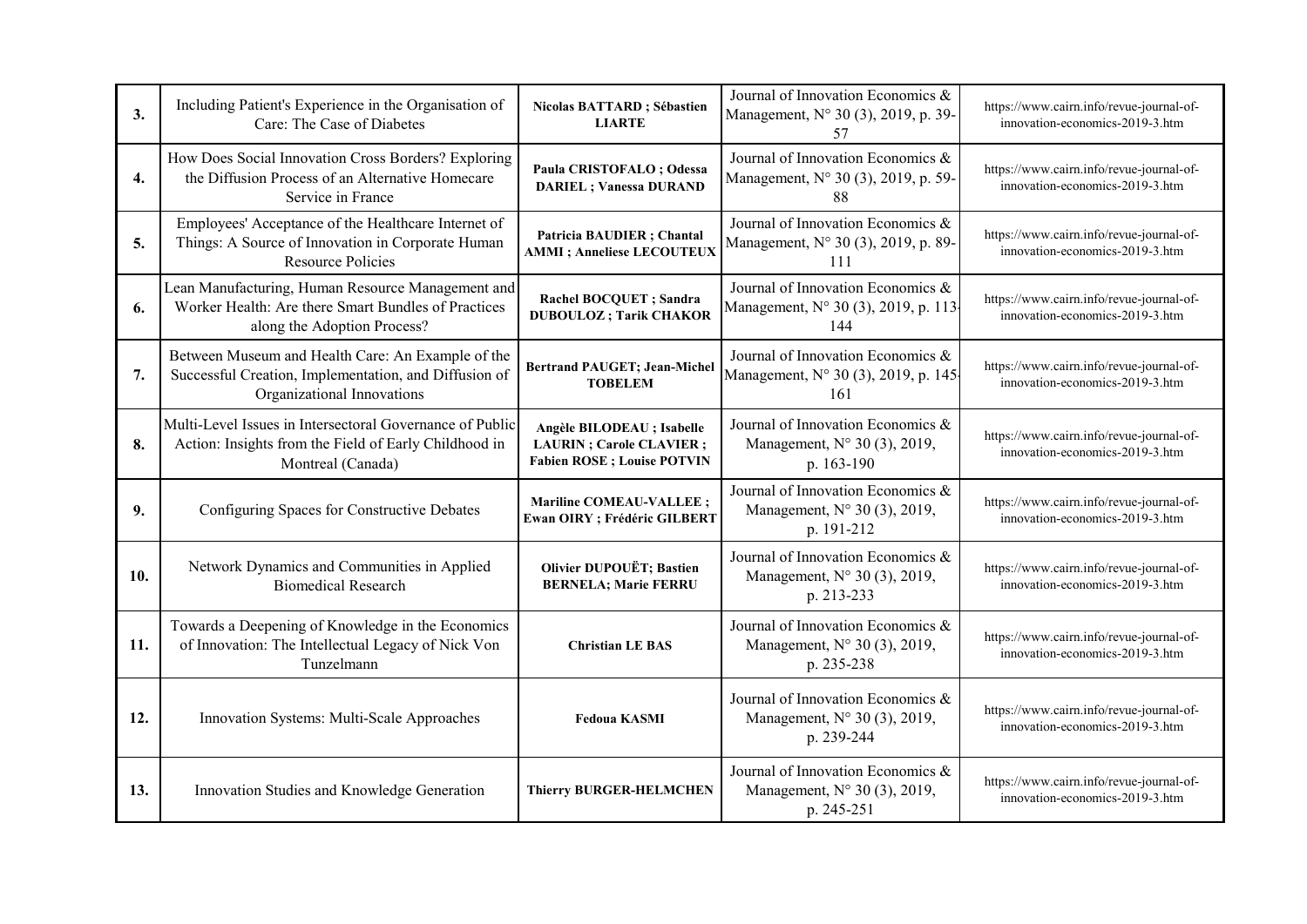| | | | | |
|---|---|---|---|---|
| **3.** | Including Patient's Experience in the Organisation of Care: The Case of Diabetes | **Nicolas BATTARD ; Sébastien LIARTE** | Journal of Innovation Economics & Management, N° 30 (3), 2019, p. 39-57 | https://www.cairn.info/revue-journal-of-innovation-economics-2019-3.htm |
| **4.** | How Does Social Innovation Cross Borders? Exploring the Diffusion Process of an Alternative Homecare Service in France | **Paula CRISTOFALO ; Odessa DARIEL ; Vanessa DURAND** | Journal of Innovation Economics & Management, N° 30 (3), 2019, p. 59-88 | https://www.cairn.info/revue-journal-of-innovation-economics-2019-3.htm |
| **5.** | Employees' Acceptance of the Healthcare Internet of Things: A Source of Innovation in Corporate Human Resource Policies | **Patricia BAUDIER ; Chantal AMMI ; Anneliese LECOUTEUX** | Journal of Innovation Economics & Management, N° 30 (3), 2019, p. 89-111 | https://www.cairn.info/revue-journal-of-innovation-economics-2019-3.htm |
| **6.** | Lean Manufacturing, Human Resource Management and Worker Health: Are there Smart Bundles of Practices along the Adoption Process? | **Rachel BOCQUET ; Sandra DUBOULOZ ; Tarik CHAKOR** | Journal of Innovation Economics & Management, N° 30 (3), 2019, p. 113-144 | https://www.cairn.info/revue-journal-of-innovation-economics-2019-3.htm |
| **7.** | Between Museum and Health Care: An Example of the Successful Creation, Implementation, and Diffusion of Organizational Innovations | **Bertrand PAUGET; Jean-Michel TOBELEM** | Journal of Innovation Economics & Management, N° 30 (3), 2019, p. 145-161 | https://www.cairn.info/revue-journal-of-innovation-economics-2019-3.htm |
| **8.** | Multi-Level Issues in Intersectoral Governance of Public Action: Insights from the Field of Early Childhood in Montreal (Canada) | **Angèle BILODEAU ; Isabelle LAURIN ; Carole CLAVIER ; Fabien ROSE ; Louise POTVIN** | Journal of Innovation Economics & Management, N° 30 (3), 2019, p. 163-190 | https://www.cairn.info/revue-journal-of-innovation-economics-2019-3.htm |
| **9.** | Configuring Spaces for Constructive Debates | **Mariline COMEAU-VALLEE ; Ewan OIRY ; Frédéric GILBERT** | Journal of Innovation Economics & Management, N° 30 (3), 2019, p. 191-212 | https://www.cairn.info/revue-journal-of-innovation-economics-2019-3.htm |
| **10.** | Network Dynamics and Communities in Applied Biomedical Research | **Olivier DUPOUËT; Bastien BERNELA; Marie FERRU** | Journal of Innovation Economics & Management, N° 30 (3), 2019, p. 213-233 | https://www.cairn.info/revue-journal-of-innovation-economics-2019-3.htm |
| **11.** | Towards a Deepening of Knowledge in the Economics of Innovation: The Intellectual Legacy of Nick Von Tunzelmann | **Christian LE BAS** | Journal of Innovation Economics & Management, N° 30 (3), 2019, p. 235-238 | https://www.cairn.info/revue-journal-of-innovation-economics-2019-3.htm |
| **12.** | Innovation Systems: Multi-Scale Approaches | **Fedoua KASMI** | Journal of Innovation Economics & Management, N° 30 (3), 2019, p. 239-244 | https://www.cairn.info/revue-journal-of-innovation-economics-2019-3.htm |
| **13.** | Innovation Studies and Knowledge Generation | **Thierry BURGER-HELMCHEN** | Journal of Innovation Economics & Management, N° 30 (3), 2019, p. 245-251 | https://www.cairn.info/revue-journal-of-innovation-economics-2019-3.htm |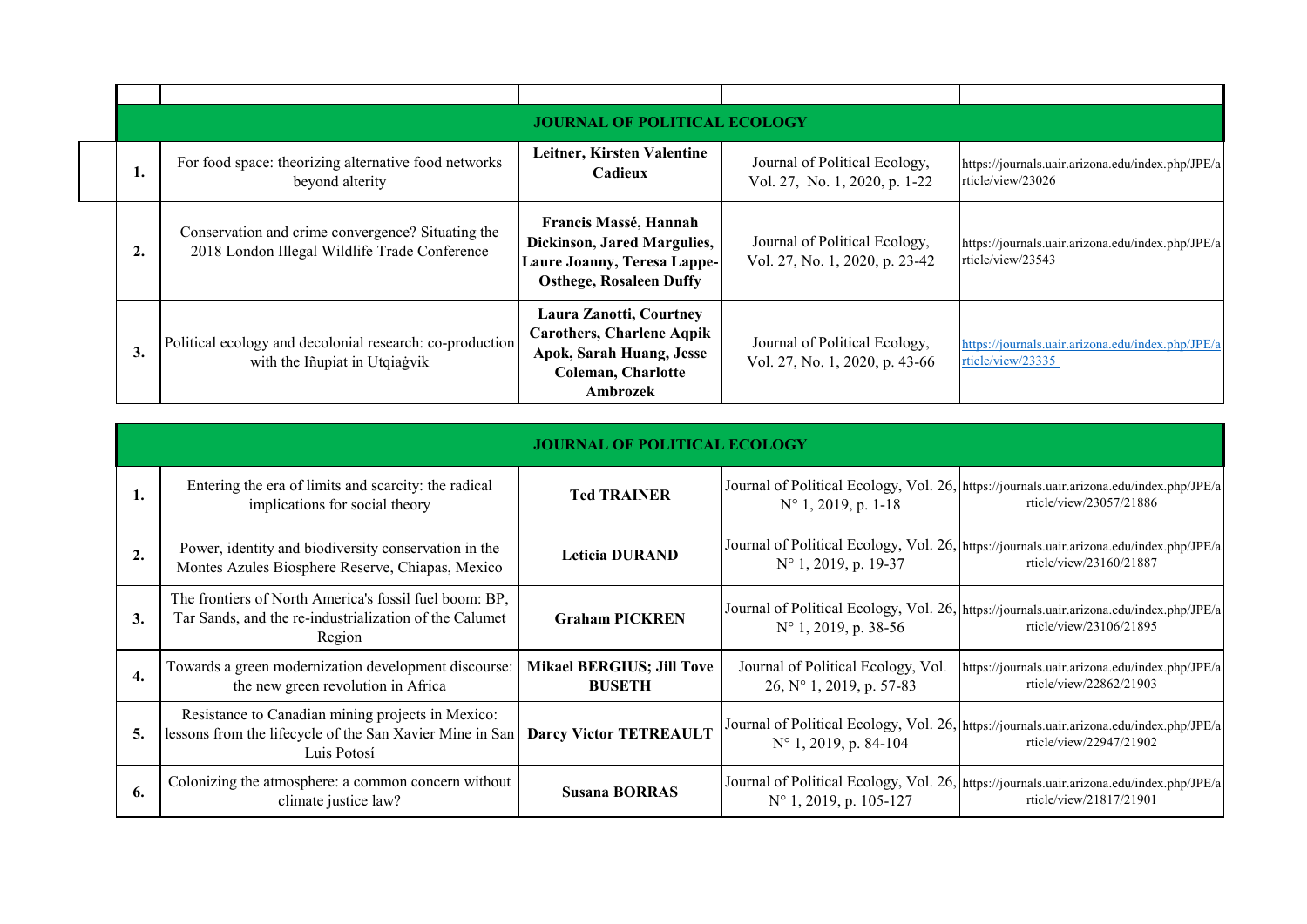| | | | | |
|---|---|---|---|---|
| **JOURNAL OF POLITICAL ECOLOGY** | | | | |
| **1.** | For food space: theorizing alternative food networks beyond alterity | **Leitner, Kirsten Valentine Cadieux** | Journal of Political Ecology, Vol. 27, No. 1, 2020, p. 1-22 | https://journals.uair.arizona.edu/index.php/JPE/article/view/23026 |
| **2.** | Conservation and crime convergence? Situating the 2018 London Illegal Wildlife Trade Conference | **Francis Massé, Hannah Dickinson, Jared Margulies, Laure Joanny, Teresa Lappe-Osthege, Rosaleen Duffy** | Journal of Political Ecology, Vol. 27, No. 1, 2020, p. 23-42 | https://journals.uair.arizona.edu/index.php/JPE/article/view/23543 |
| **3.** | Political ecology and decolonial research: co-production with the Iñupiat in Utqiaġvik | **Laura Zanotti, Courtney Carothers, Charlene Aqpik Apok, Sarah Huang, Jesse Coleman, Charlotte Ambrozek** | Journal of Political Ecology, Vol. 27, No. 1, 2020, p. 43-66 | https://journals.uair.arizona.edu/index.php/JPE/article/view/23335 |

| | | | | |
|---|---|---|---|---|
| **JOURNAL OF POLITICAL ECOLOGY** | | | | |
| **1.** | Entering the era of limits and scarcity: the radical implications for social theory | **Ted TRAINER** | Journal of Political Ecology, Vol. 26, N° 1, 2019, p. 1-18 | https://journals.uair.arizona.edu/index.php/JPE/article/view/23057/21886 |
| **2.** | Power, identity and biodiversity conservation in the Montes Azules Biosphere Reserve, Chiapas, Mexico | **Leticia DURAND** | Journal of Political Ecology, Vol. 26, N° 1, 2019, p. 19-37 | https://journals.uair.arizona.edu/index.php/JPE/article/view/23160/21887 |
| **3.** | The frontiers of North America's fossil fuel boom: BP, Tar Sands, and the re-industrialization of the Calumet Region | **Graham PICKREN** | Journal of Political Ecology, Vol. 26, N° 1, 2019, p. 38-56 | https://journals.uair.arizona.edu/index.php/JPE/article/view/23106/21895 |
| **4.** | Towards a green modernization development discourse: the new green revolution in Africa | **Mikael BERGIUS; Jill Tove BUSETH** | Journal of Political Ecology, Vol. 26, N° 1, 2019, p. 57-83 | https://journals.uair.arizona.edu/index.php/JPE/article/view/22862/21903 |
| **5.** | Resistance to Canadian mining projects in Mexico: lessons from the lifecycle of the San Xavier Mine in San Luis Potosí | **Darcy Victor TETREAULT** | Journal of Political Ecology, Vol. 26, N° 1, 2019, p. 84-104 | https://journals.uair.arizona.edu/index.php/JPE/article/view/22947/21902 |
| **6.** | Colonizing the atmosphere: a common concern without climate justice law? | **Susana BORRAS** | Journal of Political Ecology, Vol. 26, N° 1, 2019, p. 105-127 | https://journals.uair.arizona.edu/index.php/JPE/article/view/21817/21901 |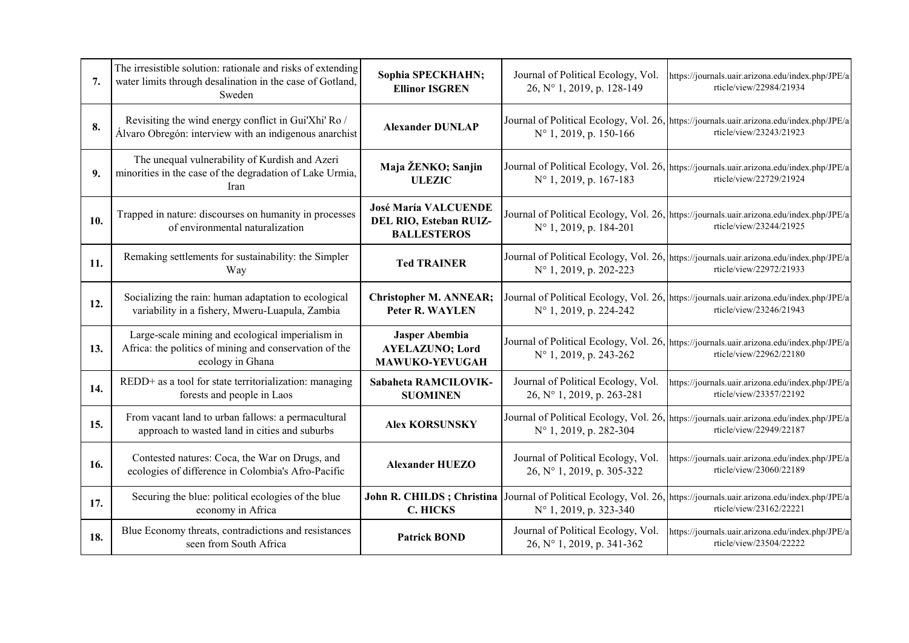| | | | | |
|---|---|---|---|---|
| **7.** | The irresistible solution: rationale and risks of extending water limits through desalination in the case of Gotland, Sweden | **Sophia SPECKHAHN; Ellinor ISGREN** | Journal of Political Ecology, Vol. 26, N° 1, 2019, p. 128-149 | https://journals.uair.arizona.edu/index.php/JPE/article/view/22984/21934 |
| **8.** | Revisiting the wind energy conflict in Gui'Xhi' Ro / Álvaro Obregón: interview with an indigenous anarchist | **Alexander DUNLAP** | Journal of Political Ecology, Vol. 26, N° 1, 2019, p. 150-166 | https://journals.uair.arizona.edu/index.php/JPE/article/view/23243/21923 |
| **9.** | The unequal vulnerability of Kurdish and Azeri minorities in the case of the degradation of Lake Urmia, Iran | **Maja ŽENKO; Sanjin ULEZIC** | Journal of Political Ecology, Vol. 26, N° 1, 2019, p. 167-183 | https://journals.uair.arizona.edu/index.php/JPE/article/view/22729/21924 |
| **10.** | Trapped in nature: discourses on humanity in processes of environmental naturalization | **José María VALCUENDE DEL RIO, Esteban RUIZ-BALLESTEROS** | Journal of Political Ecology, Vol. 26, N° 1, 2019, p. 184-201 | https://journals.uair.arizona.edu/index.php/JPE/article/view/23244/21925 |
| **11.** | Remaking settlements for sustainability: the Simpler Way | **Ted TRAINER** | Journal of Political Ecology, Vol. 26, N° 1, 2019, p. 202-223 | https://journals.uair.arizona.edu/index.php/JPE/article/view/22972/21933 |
| **12.** | Socializing the rain: human adaptation to ecological variability in a fishery, Mweru-Luapula, Zambia | **Christopher M. ANNEAR; Peter R. WAYLEN** | Journal of Political Ecology, Vol. 26, N° 1, 2019, p. 224-242 | https://journals.uair.arizona.edu/index.php/JPE/article/view/23246/21943 |
| **13.** | Large-scale mining and ecological imperialism in Africa: the politics of mining and conservation of the ecology in Ghana | **Jasper Abembia AYELAZUNO; Lord MAWUKO-YEVUGAH** | Journal of Political Ecology, Vol. 26, N° 1, 2019, p. 243-262 | https://journals.uair.arizona.edu/index.php/JPE/article/view/22962/22180 |
| **14.** | REDD+ as a tool for state territorialization: managing forests and people in Laos | **Sabaheta RAMCILOVIK-SUOMINEN** | Journal of Political Ecology, Vol. 26, N° 1, 2019, p. 263-281 | https://journals.uair.arizona.edu/index.php/JPE/article/view/23357/22192 |
| **15.** | From vacant land to urban fallows: a permacultural approach to wasted land in cities and suburbs | **Alex KORSUNSKY** | Journal of Political Ecology, Vol. 26, N° 1, 2019, p. 282-304 | https://journals.uair.arizona.edu/index.php/JPE/article/view/22949/22187 |
| **16.** | Contested natures: Coca, the War on Drugs, and ecologies of difference in Colombia's Afro-Pacific | **Alexander HUEZO** | Journal of Political Ecology, Vol. 26, N° 1, 2019, p. 305-322 | https://journals.uair.arizona.edu/index.php/JPE/article/view/23060/22189 |
| **17.** | Securing the blue: political ecologies of the blue economy in Africa | **John R. CHILDS ; Christina C. HICKS** | Journal of Political Ecology, Vol. 26, N° 1, 2019, p. 323-340 | https://journals.uair.arizona.edu/index.php/JPE/article/view/23162/22221 |
| **18.** | Blue Economy threats, contradictions and resistances seen from South Africa | **Patrick BOND** | Journal of Political Ecology, Vol. 26, N° 1, 2019, p. 341-362 | https://journals.uair.arizona.edu/index.php/JPE/article/view/23504/22222 |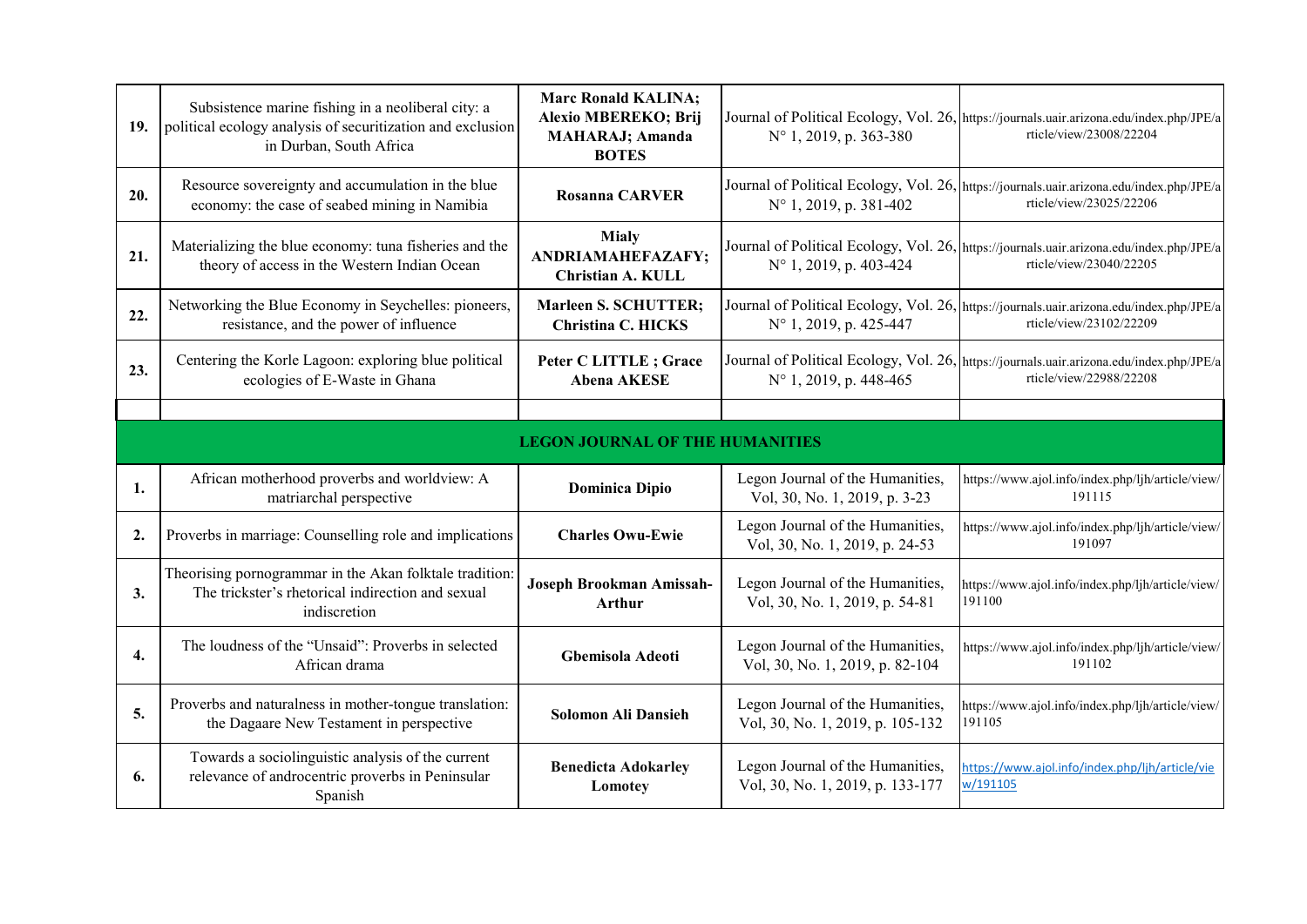| | | | | |
|---|---|---|---|---|
| **19.** | Subsistence marine fishing in a neoliberal city: a political ecology analysis of securitization and exclusion in Durban, South Africa | **Marc Ronald KALINA; Alexio MBEREKO; Brij MAHARAJ; Amanda BOTES** | Journal of Political Ecology, Vol. 26, N° 1, 2019, p. 363-380 | https://journals.uair.arizona.edu/index.php/JPE/article/view/23008/22204 |
| **20.** | Resource sovereignty and accumulation in the blue economy: the case of seabed mining in Namibia | **Rosanna CARVER** | Journal of Political Ecology, Vol. 26, N° 1, 2019, p. 381-402 | https://journals.uair.arizona.edu/index.php/JPE/article/view/23025/22206 |
| **21.** | Materializing the blue economy: tuna fisheries and the theory of access in the Western Indian Ocean | **Mialy ANDRIAMAHEFAZAFY; Christian A. KULL** | Journal of Political Ecology, Vol. 26, N° 1, 2019, p. 403-424 | https://journals.uair.arizona.edu/index.php/JPE/article/view/23040/22205 |
| **22.** | Networking the Blue Economy in Seychelles: pioneers, resistance, and the power of influence | **Marleen S. SCHUTTER; Christina C. HICKS** | Journal of Political Ecology, Vol. 26, N° 1, 2019, p. 425-447 | https://journals.uair.arizona.edu/index.php/JPE/article/view/23102/22209 |
| **23.** | Centering the Korle Lagoon: exploring blue political ecologies of E-Waste in Ghana | **Peter C LITTLE ; Grace Abena AKESE** | Journal of Political Ecology, Vol. 26, N° 1, 2019, p. 448-465 | https://journals.uair.arizona.edu/index.php/JPE/article/view/22988/22208 |
| | | | | |
| | | **LEGON JOURNAL OF THE HUMANITIES** | | |
| **1.** | African motherhood proverbs and worldview: A matriarchal perspective | **Dominica Dipio** | Legon Journal of the Humanities, Vol, 30, No. 1, 2019, p. 3-23 | https://www.ajol.info/index.php/ljh/article/view/191115 |
| **2.** | Proverbs in marriage: Counselling role and implications | **Charles Owu-Ewie** | Legon Journal of the Humanities, Vol, 30, No. 1, 2019, p. 24-53 | https://www.ajol.info/index.php/ljh/article/view/191097 |
| **3.** | Theorising pornogrammar in the Akan folktale tradition: The trickster's rhetorical indirection and sexual indiscretion | **Joseph Brookman Amissah-Arthur** | Legon Journal of the Humanities, Vol, 30, No. 1, 2019, p. 54-81 | https://www.ajol.info/index.php/ljh/article/view/191100 |
| **4.** | The loudness of the "Unsaid": Proverbs in selected African drama | **Gbemisola Adeoti** | Legon Journal of the Humanities, Vol, 30, No. 1, 2019, p. 82-104 | https://www.ajol.info/index.php/ljh/article/view/191102 |
| **5.** | Proverbs and naturalness in mother-tongue translation: the Dagaare New Testament in perspective | **Solomon Ali Dansieh** | Legon Journal of the Humanities, Vol, 30, No. 1, 2019, p. 105-132 | https://www.ajol.info/index.php/ljh/article/view/191105 |
| **6.** | Towards a sociolinguistic analysis of the current relevance of androcentric proverbs in Peninsular Spanish | **Benedicta Adokarley Lomotey** | Legon Journal of the Humanities, Vol, 30, No. 1, 2019, p. 133-177 | https://www.ajol.info/index.php/ljh/article/view/191105 |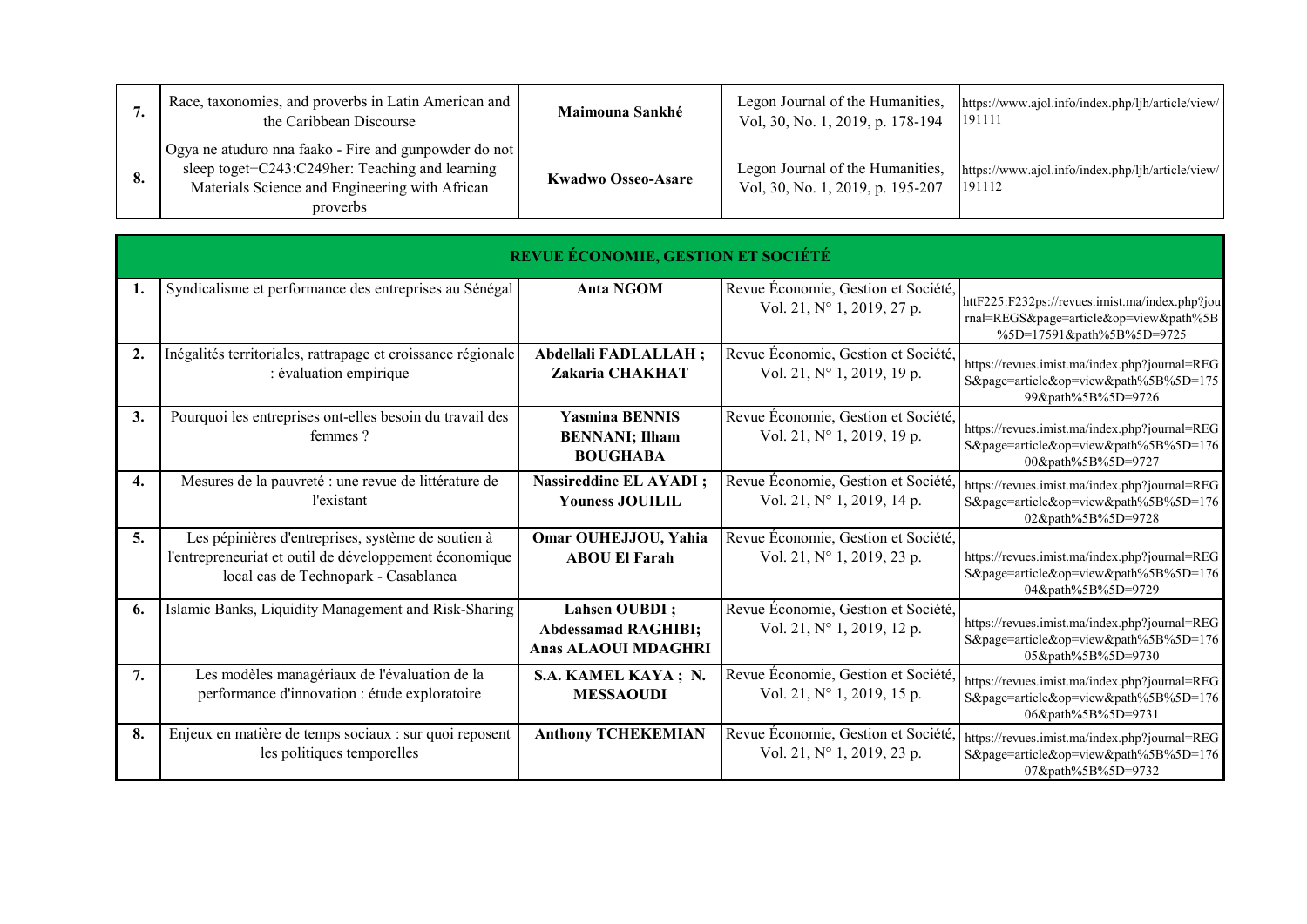| | | | | |
|---|---|---|---|---|
| **7.** | Race, taxonomies, and proverbs in Latin American and the Caribbean Discourse | **Maimouna Sankhé** | Legon Journal of the Humanities, Vol, 30, No. 1, 2019, p. 178-194 | https://www.ajol.info/index.php/ljh/article/view/191111 |
| **8.** | Ogya ne atuduro nna faako - Fire and gunpowder do not sleep toget+C243:C249her: Teaching and learning Materials Science and Engineering with African proverbs | **Kwadwo Osseo-Asare** | Legon Journal of the Humanities, Vol, 30, No. 1, 2019, p. 195-207 | https://www.ajol.info/index.php/ljh/article/view/191112 |

| **REVUE ÉCONOMIE, GESTION ET SOCIÉTÉ** | | | | |
|---|---|---|---|---|
| **1.** | Syndicalisme et performance des entreprises au Sénégal | **Anta NGOM** | Revue Économie, Gestion et Société, Vol. 21, N° 1, 2019, 27 p. | httF225:F232ps://revues.imist.ma/index.php?journal=REGS&page=article&op=view&path%5B%5D=17591&path%5B%5D=9725 |
| **2.** | Inégalités territoriales, rattrapage et croissance régionale : évaluation empirique | **Abdellali FADLALLAH ; Zakaria CHAKHAT** | Revue Économie, Gestion et Société, Vol. 21, N° 1, 2019, 19 p. | https://revues.imist.ma/index.php?journal=REGS&page=article&op=view&path%5B%5D=17599&path%5B%5D=9726 |
| **3.** | Pourquoi les entreprises ont-elles besoin du travail des femmes ? | **Yasmina BENNIS BENNANI; Ilham BOUGHABA** | Revue Économie, Gestion et Société, Vol. 21, N° 1, 2019, 19 p. | https://revues.imist.ma/index.php?journal=REGS&page=article&op=view&path%5B%5D=17600&path%5B%5D=9727 |
| **4.** | Mesures de la pauvreté : une revue de littérature de l'existant | **Nassireddine EL AYADI ; Youness JOUILIL** | Revue Économie, Gestion et Société, Vol. 21, N° 1, 2019, 14 p. | https://revues.imist.ma/index.php?journal=REGS&page=article&op=view&path%5B%5D=17602&path%5B%5D=9728 |
| **5.** | Les pépinières d'entreprises, système de soutien à l'entrepreneuriat et outil de développement économique local cas de Technopark - Casablanca | **Omar OUHEJJOU, Yahia ABOU El Farah** | Revue Économie, Gestion et Société, Vol. 21, N° 1, 2019, 23 p. | https://revues.imist.ma/index.php?journal=REGS&page=article&op=view&path%5B%5D=17604&path%5B%5D=9729 |
| **6.** | Islamic Banks, Liquidity Management and Risk-Sharing | **Lahsen OUBDI ; Abdessamad RAGHIBI; Anas ALAOUI MDAGHRI** | Revue Économie, Gestion et Société, Vol. 21, N° 1, 2019, 12 p. | https://revues.imist.ma/index.php?journal=REGS&page=article&op=view&path%5B%5D=17605&path%5B%5D=9730 |
| **7.** | Les modèles managériaux de l'évaluation de la performance d'innovation : étude exploratoire | **S.A. KAMEL KAYA ; N. MESSAOUDI** | Revue Économie, Gestion et Société, Vol. 21, N° 1, 2019, 15 p. | https://revues.imist.ma/index.php?journal=REGS&page=article&op=view&path%5B%5D=17606&path%5B%5D=9731 |
| **8.** | Enjeux en matière de temps sociaux : sur quoi reposent les politiques temporelles | **Anthony TCHEKEMIAN** | Revue Économie, Gestion et Société, Vol. 21, N° 1, 2019, 23 p. | https://revues.imist.ma/index.php?journal=REGS&page=article&op=view&path%5B%5D=17607&path%5B%5D=9732 |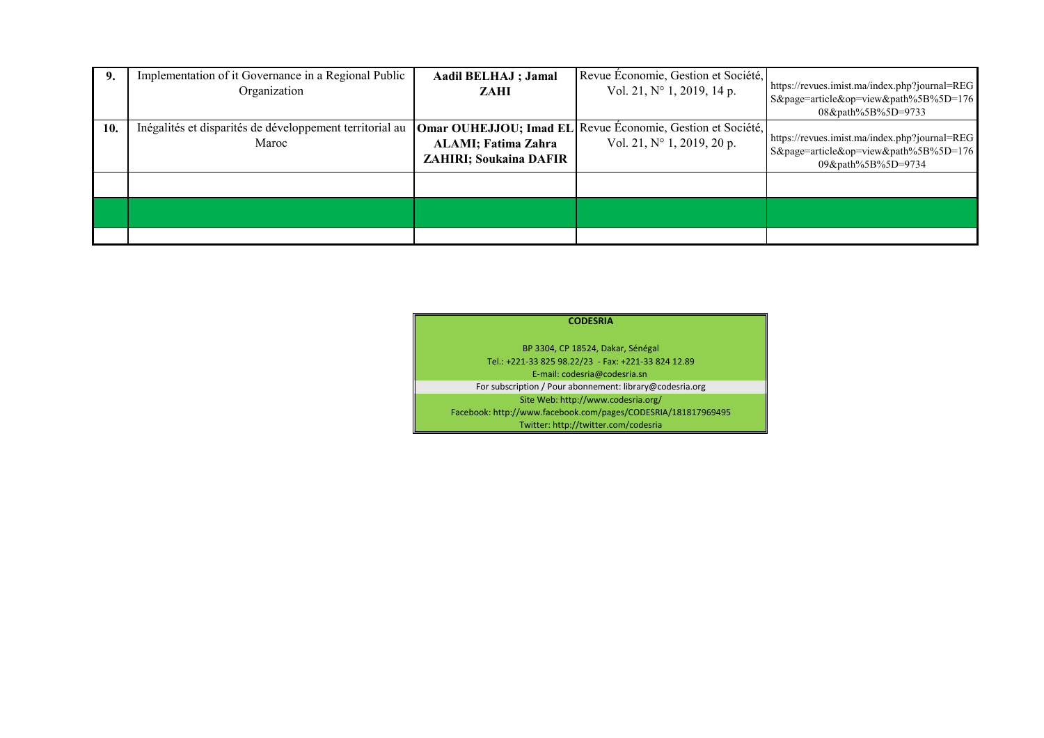| | | | | |
|---|---|---|---|---|
| 9. | Implementation of it Governance in a Regional Public Organization | **Aadil BELHAJ ; Jamal ZAHI** | Revue Économie, Gestion et Société, Vol. 21, N° 1, 2019, 14 p. | https://revues.imist.ma/index.php?journal=REGS&page=article&op=view&path%5B%5D=17608&path%5B%5D=9733 |
| 10. | Inégalités et disparités de développement territorial au Maroc | **Omar OUHEJJOU; Imad EL ALAMI; Fatima Zahra ZAHIRI; Soukaina DAFIR** | Revue Économie, Gestion et Société, Vol. 21, N° 1, 2019, 20 p. | https://revues.imist.ma/index.php?journal=REGS&page=article&op=view&path%5B%5D=17609&path%5B%5D=9734 |
| | | | | |
| | | | | |
| | | | | |

**CODESRIA**

BP 3304, CP 18524, Dakar, Sénégal
Tel.: +221-33 825 98.22/23 - Fax: +221-33 824 12.89
E-mail: codesria@codesria.sn
For subscription / Pour abonnement: library@codesria.org
Site Web: http://www.codesria.org/
Facebook: http://www.facebook.com/pages/CODESRIA/181817969495
Twitter: http://twitter.com/codesria